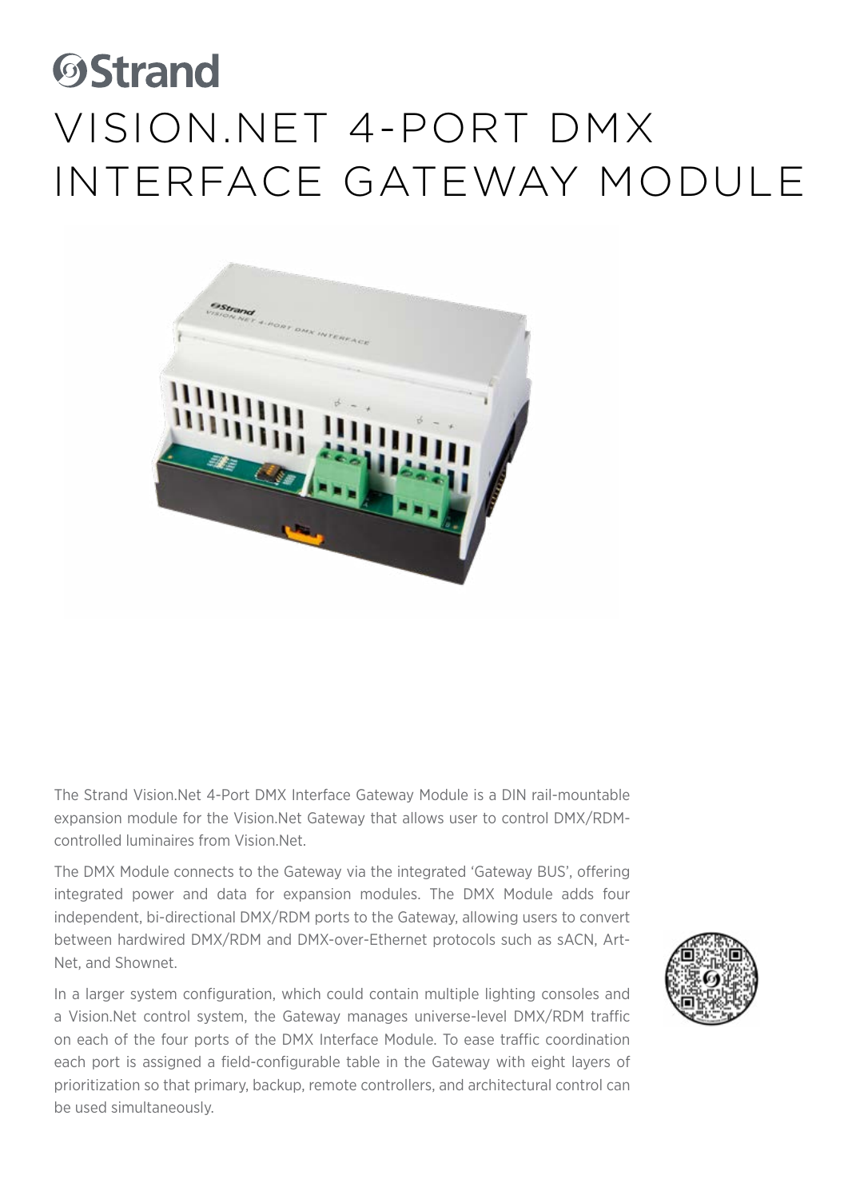Strand

# VISION.NET 4-PORT DMX INTERFACE GATEWAY MODULE

The Strand Vision.Net 4-Port DMX Interface Gateway Module is a DIN rail-mountable expansion module for the Vision.Net Gateway that allows user to control DMX/RDM-controlled luminaires from Vision.Net.

The DMX Module connects to the Gateway via the integrated 'Gateway BUS', offering integrated power and data for expansion modules. The DMX Module adds four independent, bi-directional DMX/RDM ports to the Gateway, allowing users to convert between hardwired DMX/RDM and DMX-over-Ethernet protocols such as sACN, Art-Net, and Shownet.

In a larger system configuration, which could contain multiple lighting consoles and a Vision.Net control system, the Gateway manages universe-level DMX/RDM traffic on each of the four ports of the DMX Interface Module. To ease traffic coordination each port is assigned a field-configurable table in the Gateway with eight layers of prioritization so that primary, backup, remote controllers, and architectural control can be used simultaneously.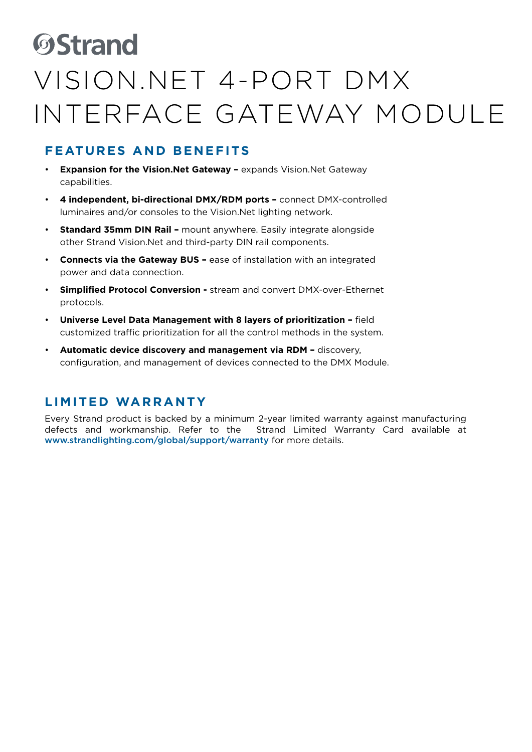Strand

# VISION.NET 4-PORT DMX INTERFACE GATEWAY MODULE

## FEATURES AND BENEFITS

- **Expansion for the Vision.Net Gateway –** expands Vision.Net Gateway capabilities.
- **4 independent, bi-directional DMX/RDM ports –** connect DMX-controlled luminaires and/or consoles to the Vision.Net lighting network.
- **Standard 35mm DIN Rail –** mount anywhere. Easily integrate alongside other Strand Vision.Net and third-party DIN rail components.
- **Connects via the Gateway BUS –** ease of installation with an integrated power and data connection.
- **Simplified Protocol Conversion -** stream and convert DMX-over-Ethernet protocols.
- **Universe Level Data Management with 8 layers of prioritization –** field customized traffic prioritization for all the control methods in the system.
- **Automatic device discovery and management via RDM –** discovery, configuration, and management of devices connected to the DMX Module.

## LIMITED WARRANTY

Every Strand product is backed by a minimum 2-year limited warranty against manufacturing defects and workmanship. Refer to the Strand Limited Warranty Card available at www.strandlighting.com/global/support/warranty for more details.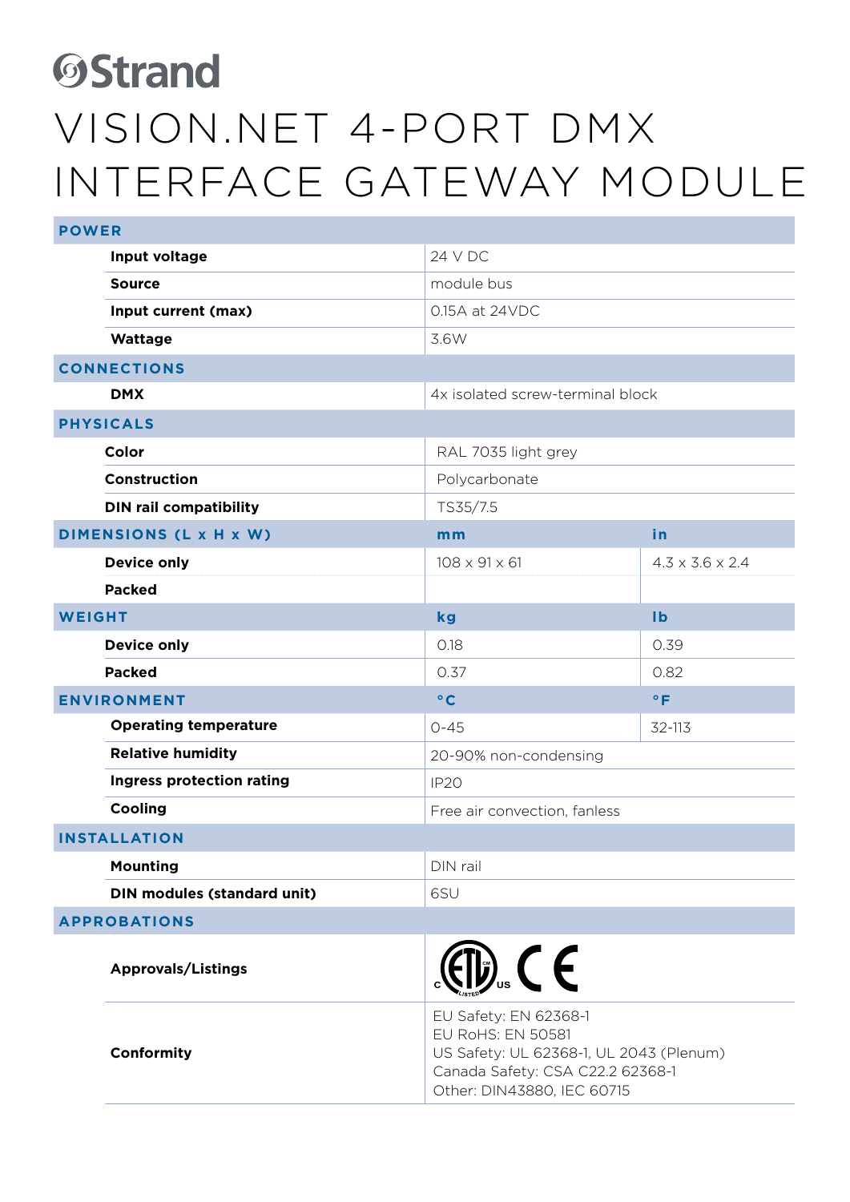Strand

# VISION.NET 4-PORT DMX INTERFACE GATEWAY MODULE

| POWER | | |
|---|---|---|
| **Input voltage** | 24 V DC | |
| **Source** | module bus | |
| **Input current (max)** | 0.15A at 24VDC | |
| **Wattage** | 3.6W | |
| **CONNECTIONS** | | |
| **DMX** | 4x isolated screw-terminal block | |
| **PHYSICALS** | | |
| **Color** | RAL 7035 light grey | |
| **Construction** | Polycarbonate | |
| **DIN rail compatibility** | TS35/7.5 | |
| **DIMENSIONS (L x H x W)** | **mm** | **in** |
| **Device only** | 108 x 91 x 61 | 4.3 x 3.6 x 2.4 |
| **Packed** | | |
| **WEIGHT** | **kg** | **lb** |
| **Device only** | 0.18 | 0.39 |
| **Packed** | 0.37 | 0.82 |
| **ENVIRONMENT** | **°C** | **°F** |
| **Operating temperature** | 0-45 | 32-113 |
| **Relative humidity** | 20-90% non-condensing | |
| **Ingress protection rating** | IP20 | |
| **Cooling** | Free air convection, fanless | |
| **INSTALLATION** | | |
| **Mounting** | DIN rail | |
| **DIN modules (standard unit)** | 6SU | |
| **APPROBATIONS** | | |
| **Approvals/Listings** | c ETL us LISTED, CE | |
| **Conformity** | EU Safety: EN 62368-1<br>EU RoHS: EN 50581<br>US Safety: UL 62368-1, UL 2043 (Plenum)<br>Canada Safety: CSA C22.2 62368-1<br>Other: DIN43880, IEC 60715 | |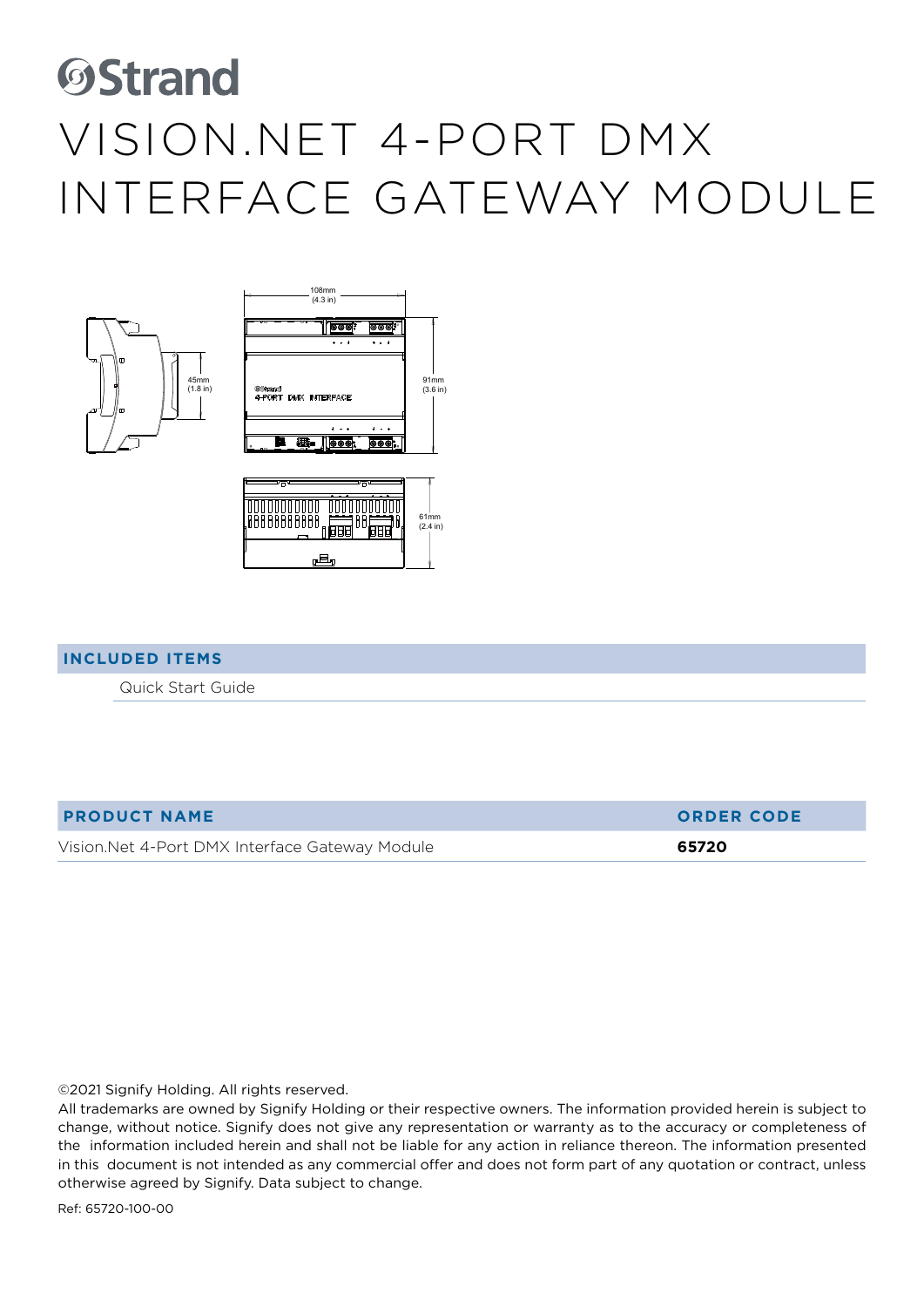# Strand

# VISION.NET 4-PORT DMX INTERFACE GATEWAY MODULE

108mm
(4.3 in)

45mm
(1.8 in)

91mm
(3.6 in)

4-PORT DMX INTERFACE

61mm
(2.4 in)

| INCLUDED ITEMS |
|---|
| Quick Start Guide |

| PRODUCT NAME | ORDER CODE |
|---|---|
| Vision.Net 4-Port DMX Interface Gateway Module | **65720** |

©2021 Signify Holding. All rights reserved.

All trademarks are owned by Signify Holding or their respective owners. The information provided herein is subject to change, without notice. Signify does not give any representation or warranty as to the accuracy or completeness of the information included herein and shall not be liable for any action in reliance thereon. The information presented in this document is not intended as any commercial offer and does not form part of any quotation or contract, unless otherwise agreed by Signify. Data subject to change.

Ref: 65720-100-00